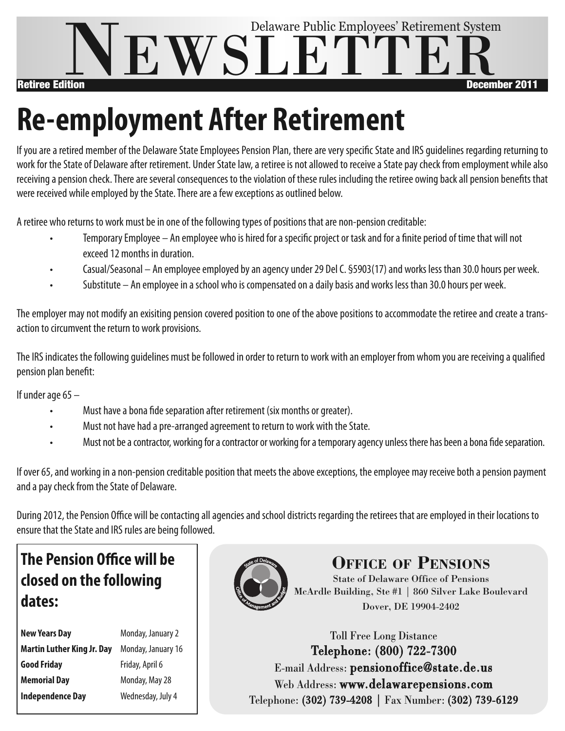# Newsletter

Delaware Public Employees' Retirement System

**Retiree Edition** **December 2011**

# Re-employment After Retirement

If you are a retired member of the Delaware State Employees Pension Plan, there are very specific State and IRS guidelines regarding returning to work for the State of Delaware after retirement. Under State law, a retiree is not allowed to receive a State pay check from employment while also receiving a pension check. There are several consequences to the violation of these rules including the retiree owing back all pension benefits that were received while employed by the State. There are a few exceptions as outlined below.

A retiree who returns to work must be in one of the following types of positions that are non-pension creditable:

- Temporary Employee – An employee who is hired for a specific project or task and for a finite period of time that will not exceed 12 months in duration.
- Casual/Seasonal – An employee employed by an agency under 29 Del C. §5903(17) and works less than 30.0 hours per week.
- Substitute – An employee in a school who is compensated on a daily basis and works less than 30.0 hours per week.

The employer may not modify an exisiting pension covered position to one of the above positions to accommodate the retiree and create a transaction to circumvent the return to work provisions.

The IRS indicates the following guidelines must be followed in order to return to work with an employer from whom you are receiving a qualified pension plan benefit:

If under age 65 –

- Must have a bona fide separation after retirement (six months or greater).
- Must not have had a pre-arranged agreement to return to work with the State.
- Must not be a contractor, working for a contractor or working for a temporary agency unless there has been a bona fide separation.

If over 65, and working in a non-pension creditable position that meets the above exceptions, the employee may receive both a pension payment and a pay check from the State of Delaware.

During 2012, the Pension Office will be contacting all agencies and school districts regarding the retirees that are employed in their locations to ensure that the State and IRS rules are being followed.

## The Pension Office will be closed on the following dates:

| | |
|---|---|
| **New Years Day** | Monday, January 2 |
| **Martin Luther King Jr. Day** | Monday, January 16 |
| **Good Friday** | Friday, April 6 |
| **Memorial Day** | Monday, May 28 |
| **Independence Day** | Wednesday, July 4 |

## Office of Pensions

State of Delaware Office of Pensions
McArdle Building, Ste #1 | 860 Silver Lake Boulevard
Dover, DE 19904-2402

Toll Free Long Distance
Telephone: (800) 722-7300
E-mail Address: pensionoffice@state.de.us
Web Address: www.delawarepensions.com
Telephone: (302) 739-4208 | Fax Number: (302) 739-6129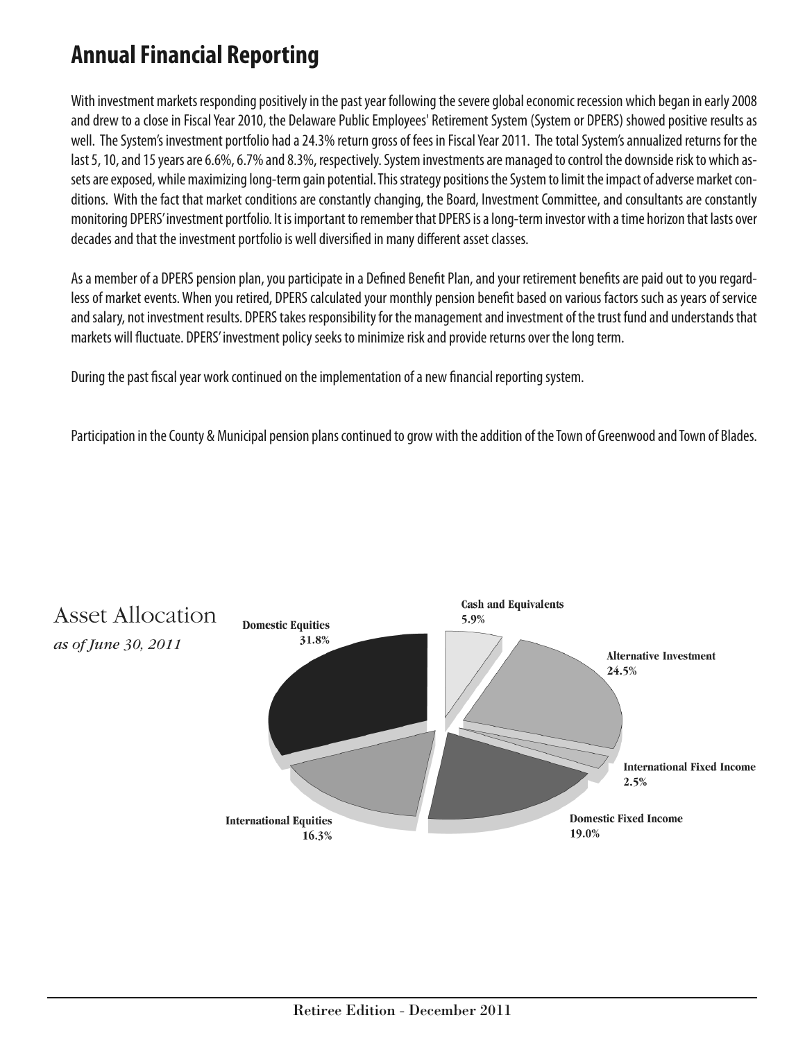# Annual Financial Reporting

With investment markets responding positively in the past year following the severe global economic recession which began in early 2008 and drew to a close in Fiscal Year 2010, the Delaware Public Employees' Retirement System (System or DPERS) showed positive results as well. The System's investment portfolio had a 24.3% return gross of fees in Fiscal Year 2011. The total System's annualized returns for the last 5, 10, and 15 years are 6.6%, 6.7% and 8.3%, respectively. System investments are managed to control the downside risk to which assets are exposed, while maximizing long-term gain potential. This strategy positions the System to limit the impact of adverse market conditions. With the fact that market conditions are constantly changing, the Board, Investment Committee, and consultants are constantly monitoring DPERS' investment portfolio. It is important to remember that DPERS is a long-term investor with a time horizon that lasts over decades and that the investment portfolio is well diversified in many different asset classes.

As a member of a DPERS pension plan, you participate in a Defined Benefit Plan, and your retirement benefits are paid out to you regardless of market events. When you retired, DPERS calculated your monthly pension benefit based on various factors such as years of service and salary, not investment results. DPERS takes responsibility for the management and investment of the trust fund and understands that markets will fluctuate. DPERS' investment policy seeks to minimize risk and provide returns over the long term.

During the past fiscal year work continued on the implementation of a new financial reporting system.

Participation in the County & Municipal pension plans continued to grow with the addition of the Town of Greenwood and Town of Blades.

## Asset Allocation

*as of June 30, 2011*

| Asset Class | Allocation |
|---|---|
| Domestic Equities | 31.8% |
| Cash and Equivalents | 5.9% |
| Alternative Investment | 24.5% |
| International Fixed Income | 2.5% |
| Domestic Fixed Income | 19.0% |
| International Equities | 16.3% |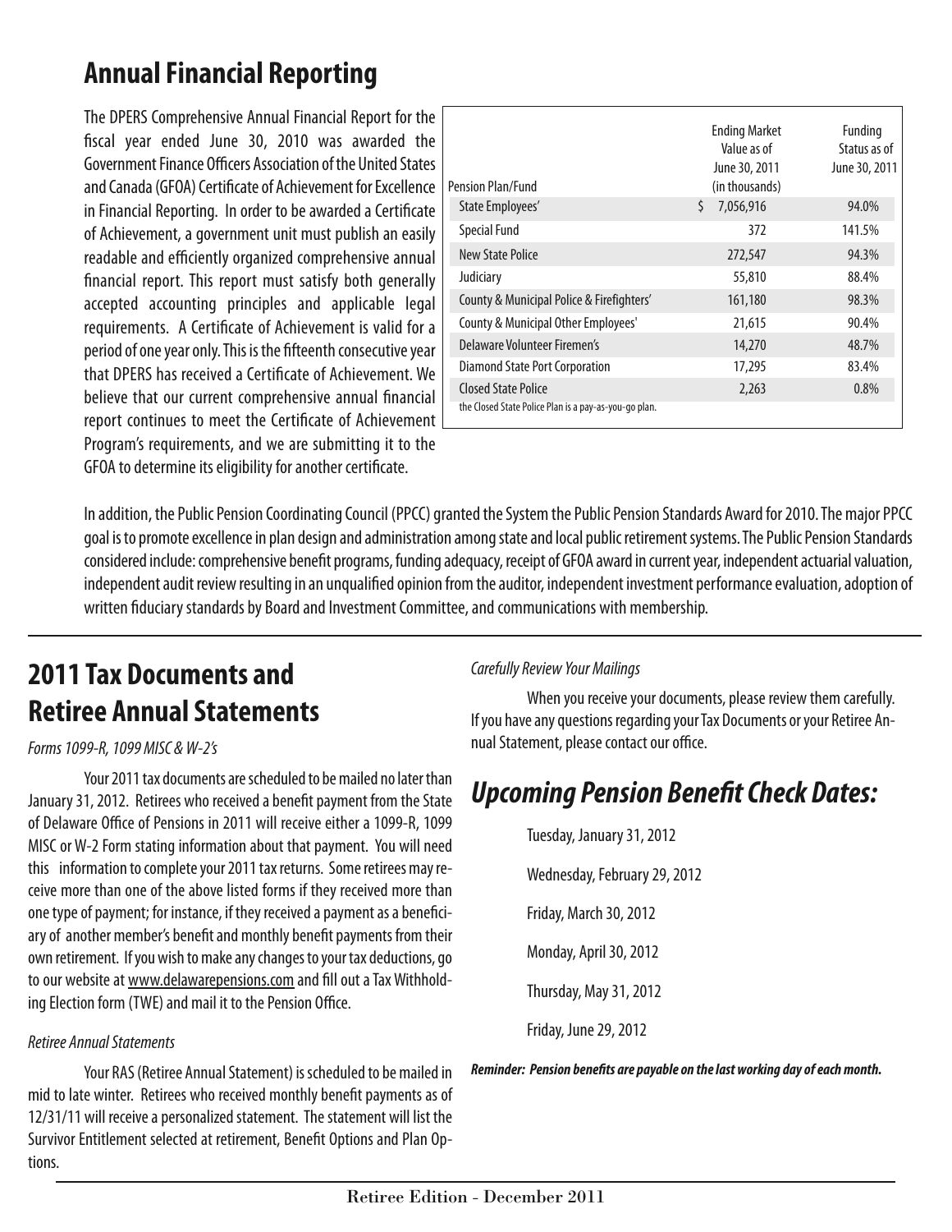## Annual Financial Reporting

The DPERS Comprehensive Annual Financial Report for the fiscal year ended June 30, 2010 was awarded the Government Finance Officers Association of the United States and Canada (GFOA) Certificate of Achievement for Excellence in Financial Reporting. In order to be awarded a Certificate of Achievement, a government unit must publish an easily readable and efficiently organized comprehensive annual financial report. This report must satisfy both generally accepted accounting principles and applicable legal requirements. A Certificate of Achievement is valid for a period of one year only. This is the fifteenth consecutive year that DPERS has received a Certificate of Achievement. We believe that our current comprehensive annual financial report continues to meet the Certificate of Achievement Program's requirements, and we are submitting it to the GFOA to determine its eligibility for another certificate.

| Pension Plan/Fund | Ending Market Value as of June 30, 2011 (in thousands) | Funding Status as of June 30, 2011 |
|---|---|---|
| State Employees' | $ 7,056,916 | 94.0% |
| Special Fund | 372 | 141.5% |
| New State Police | 272,547 | 94.3% |
| Judiciary | 55,810 | 88.4% |
| County & Municipal Police & Firefighters' | 161,180 | 98.3% |
| County & Municipal Other Employees' | 21,615 | 90.4% |
| Delaware Volunteer Firemen's | 14,270 | 48.7% |
| Diamond State Port Corporation | 17,295 | 83.4% |
| Closed State Police | 2,263 | 0.8% |

the Closed State Police Plan is a pay-as-you-go plan.

In addition, the Public Pension Coordinating Council (PPCC) granted the System the Public Pension Standards Award for 2010. The major PPCC goal is to promote excellence in plan design and administration among state and local public retirement systems. The Public Pension Standards considered include: comprehensive benefit programs, funding adequacy, receipt of GFOA award in current year, independent actuarial valuation, independent audit review resulting in an unqualified opinion from the auditor, independent investment performance evaluation, adoption of written fiduciary standards by Board and Investment Committee, and communications with membership.

## 2011 Tax Documents and Retiree Annual Statements

*Forms 1099-R, 1099 MISC & W-2's*

Your 2011 tax documents are scheduled to be mailed no later than January 31, 2012. Retirees who received a benefit payment from the State of Delaware Office of Pensions in 2011 will receive either a 1099-R, 1099 MISC or W-2 Form stating information about that payment. You will need this information to complete your 2011 tax returns. Some retirees may receive more than one of the above listed forms if they received more than one type of payment; for instance, if they received a payment as a beneficiary of another member's benefit and monthly benefit payments from their own retirement. If you wish to make any changes to your tax deductions, go to our website at www.delawarepensions.com and fill out a Tax Withholding Election form (TWE) and mail it to the Pension Office.

*Retiree Annual Statements*

Your RAS (Retiree Annual Statement) is scheduled to be mailed in mid to late winter. Retirees who received monthly benefit payments as of 12/31/11 will receive a personalized statement. The statement will list the Survivor Entitlement selected at retirement, Benefit Options and Plan Options.

*Carefully Review Your Mailings*

When you receive your documents, please review them carefully. If you have any questions regarding your Tax Documents or your Retiree Annual Statement, please contact our office.

## *Upcoming Pension Benefit Check Dates:*

Tuesday, January 31, 2012

Wednesday, February 29, 2012

Friday, March 30, 2012

Monday, April 30, 2012

Thursday, May 31, 2012

Friday, June 29, 2012

***Reminder: Pension benefits are payable on the last working day of each month.***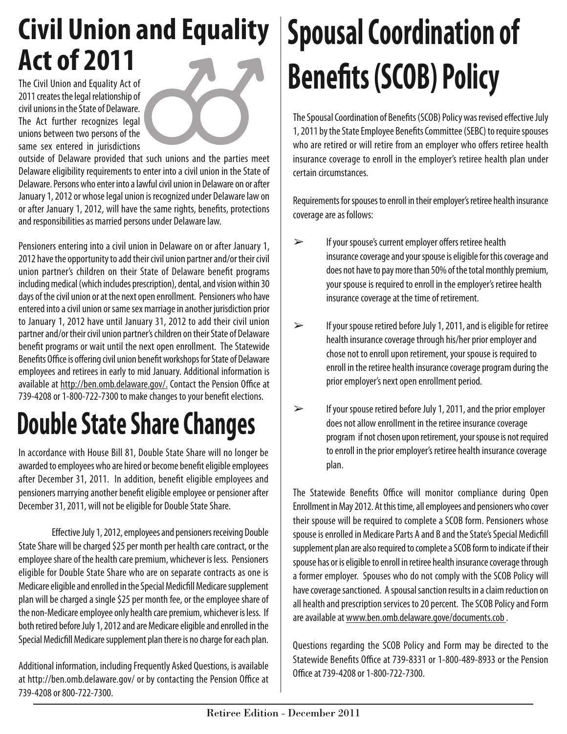# Civil Union and Equality Act of 2011

The Civil Union and Equality Act of 2011 creates the legal relationship of civil unions in the State of Delaware. The Act further recognizes legal unions between two persons of the same sex entered in jurisdictions outside of Delaware provided that such unions and the parties meet Delaware eligibility requirements to enter into a civil union in the State of Delaware. Persons who enter into a lawful civil union in Delaware on or after January 1, 2012 or whose legal union is recognized under Delaware law on or after January 1, 2012, will have the same rights, benefits, protections and responsibilities as married persons under Delaware law.

Pensioners entering into a civil union in Delaware on or after January 1, 2012 have the opportunity to add their civil union partner and/or their civil union partner's children on their State of Delaware benefit programs including medical (which includes prescription), dental, and vision within 30 days of the civil union or at the next open enrollment. Pensioners who have entered into a civil union or same sex marriage in another jurisdiction prior to January 1, 2012 have until January 31, 2012 to add their civil union partner and/or their civil union partner's children on their State of Delaware benefit programs or wait until the next open enrollment. The Statewide Benefits Office is offering civil union benefit workshops for State of Delaware employees and retirees in early to mid January. Additional information is available at http://ben.omb.delaware.gov/. Contact the Pension Office at 739-4208 or 1-800-722-7300 to make changes to your benefit elections.

# Double State Share Changes

In accordance with House Bill 81, Double State Share will no longer be awarded to employees who are hired or become benefit eligible employees after December 31, 2011. In addition, benefit eligible employees and pensioners marrying another benefit eligible employee or pensioner after December 31, 2011, will not be eligible for Double State Share.

Effective July 1, 2012, employees and pensioners receiving Double State Share will be charged $25 per month per health care contract, or the employee share of the health care premium, whichever is less. Pensioners eligible for Double State Share who are on separate contracts as one is Medicare eligible and enrolled in the Special Medicfill Medicare supplement plan will be charged a single $25 per month fee, or the employee share of the non-Medicare employee only health care premium, whichever is less. If both retired before July 1, 2012 and are Medicare eligible and enrolled in the Special Medicfill Medicare supplement plan there is no charge for each plan.

Additional information, including Frequently Asked Questions, is available at http://ben.omb.delaware.gov/ or by contacting the Pension Office at 739-4208 or 800-722-7300.

# Spousal Coordination of Benefits (SCOB) Policy

The Spousal Coordination of Benefits (SCOB) Policy was revised effective July 1, 2011 by the State Employee Benefits Committee (SEBC) to require spouses who are retired or will retire from an employer who offers retiree health insurance coverage to enroll in the employer's retiree health plan under certain circumstances.

Requirements for spouses to enroll in their employer's retiree health insurance coverage are as follows:

- If your spouse's current employer offers retiree health insurance coverage and your spouse is eligible for this coverage and does not have to pay more than 50% of the total monthly premium, your spouse is required to enroll in the employer's retiree health insurance coverage at the time of retirement.
- If your spouse retired before July 1, 2011, and is eligible for retiree health insurance coverage through his/her prior employer and chose not to enroll upon retirement, your spouse is required to enroll in the retiree health insurance coverage program during the prior employer's next open enrollment period.
- If your spouse retired before July 1, 2011, and the prior employer does not allow enrollment in the retiree insurance coverage program if not chosen upon retirement, your spouse is not required to enroll in the prior employer's retiree health insurance coverage plan.

The Statewide Benefits Office will monitor compliance during Open Enrollment in May 2012. At this time, all employees and pensioners who cover their spouse will be required to complete a SCOB form. Pensioners whose spouse is enrolled in Medicare Parts A and B and the State's Special Medicfill supplement plan are also required to complete a SCOB form to indicate if their spouse has or is eligible to enroll in retiree health insurance coverage through a former employer. Spouses who do not comply with the SCOB Policy will have coverage sanctioned. A spousal sanction results in a claim reduction on all health and prescription services to 20 percent. The SCOB Policy and Form are available at www.ben.omb.delaware.gove/documents.cob .

Questions regarding the SCOB Policy and Form may be directed to the Statewide Benefits Office at 739-8331 or 1-800-489-8933 or the Pension Office at 739-4208 or 1-800-722-7300.